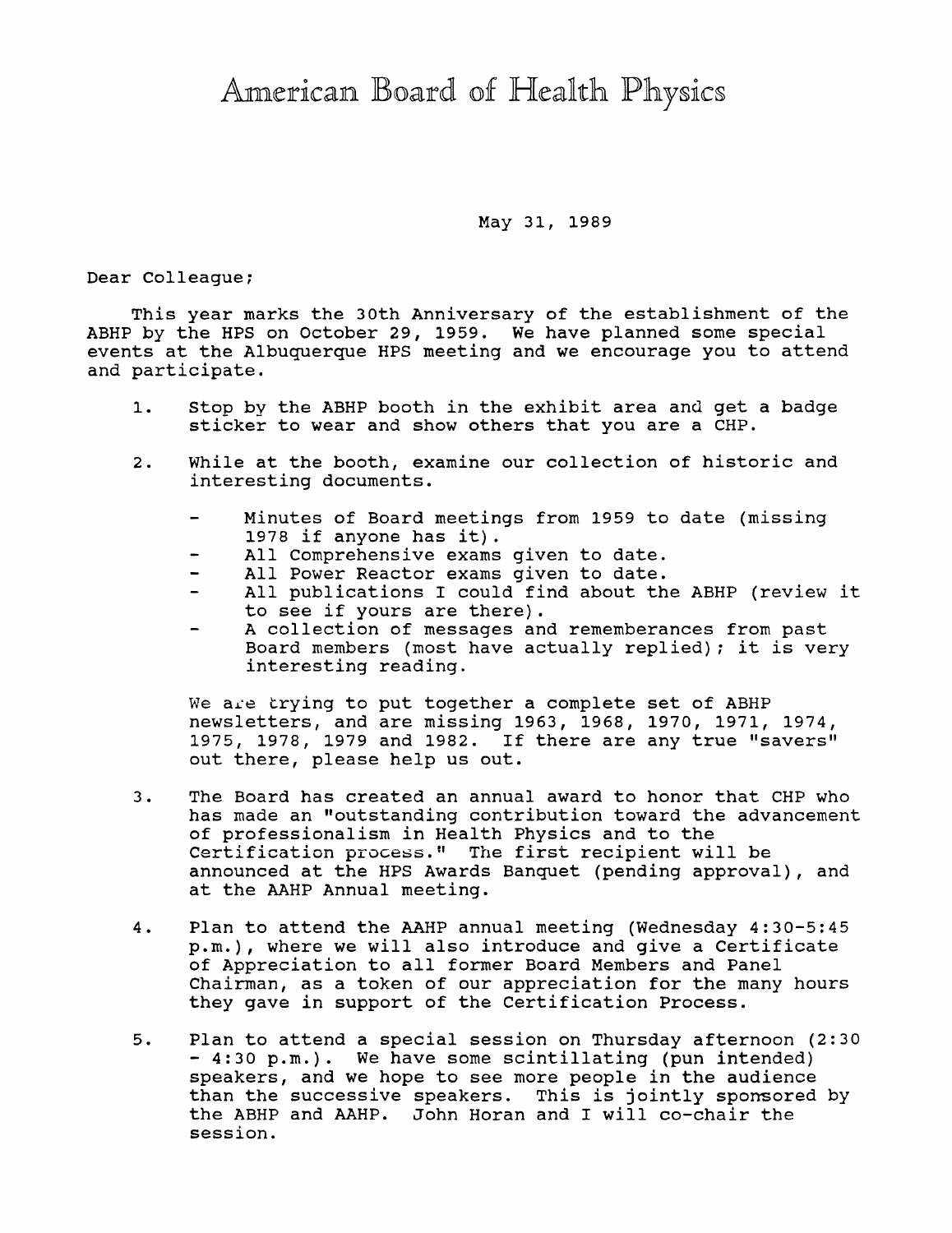# American Board of Health Physics

May 31, 1989

Dear Colleague;

This year marks the 30th Anniversary of the establishment of the ABHP by the HPS on October 29, 1959. We have planned some special events at the Albuquerque HPS meeting and we encourage you to attend and participate.

1. Stop by the ABHP booth in the exhibit area and get a badge sticker to wear and show others that you are a CHP.

2. While at the booth, examine our collection of historic and interesting documents.

   - Minutes of Board meetings from 1959 to date (missing 1978 if anyone has it).
   - All Comprehensive exams given to date.
   - All Power Reactor exams given to date.
   - All publications I could find about the ABHP (review it to see if yours are there).
   - A collection of messages and rememberances from past Board members (most have actually replied); it is very interesting reading.

   We are trying to put together a complete set of ABHP newsletters, and are missing 1963, 1968, 1970, 1971, 1974, 1975, 1978, 1979 and 1982. If there are any true "savers" out there, please help us out.

3. The Board has created an annual award to honor that CHP who has made an "outstanding contribution toward the advancement of professionalism in Health Physics and to the Certification process." The first recipient will be announced at the HPS Awards Banquet (pending approval), and at the AAHP Annual meeting.

4. Plan to attend the AAHP annual meeting (Wednesday 4:30-5:45 p.m.), where we will also introduce and give a Certificate of Appreciation to all former Board Members and Panel Chairman, as a token of our appreciation for the many hours they gave in support of the Certification Process.

5. Plan to attend a special session on Thursday afternoon (2:30 - 4:30 p.m.). We have some scintillating (pun intended) speakers, and we hope to see more people in the audience than the successive speakers. This is jointly sponsored by the ABHP and AAHP. John Horan and I will co-chair the session.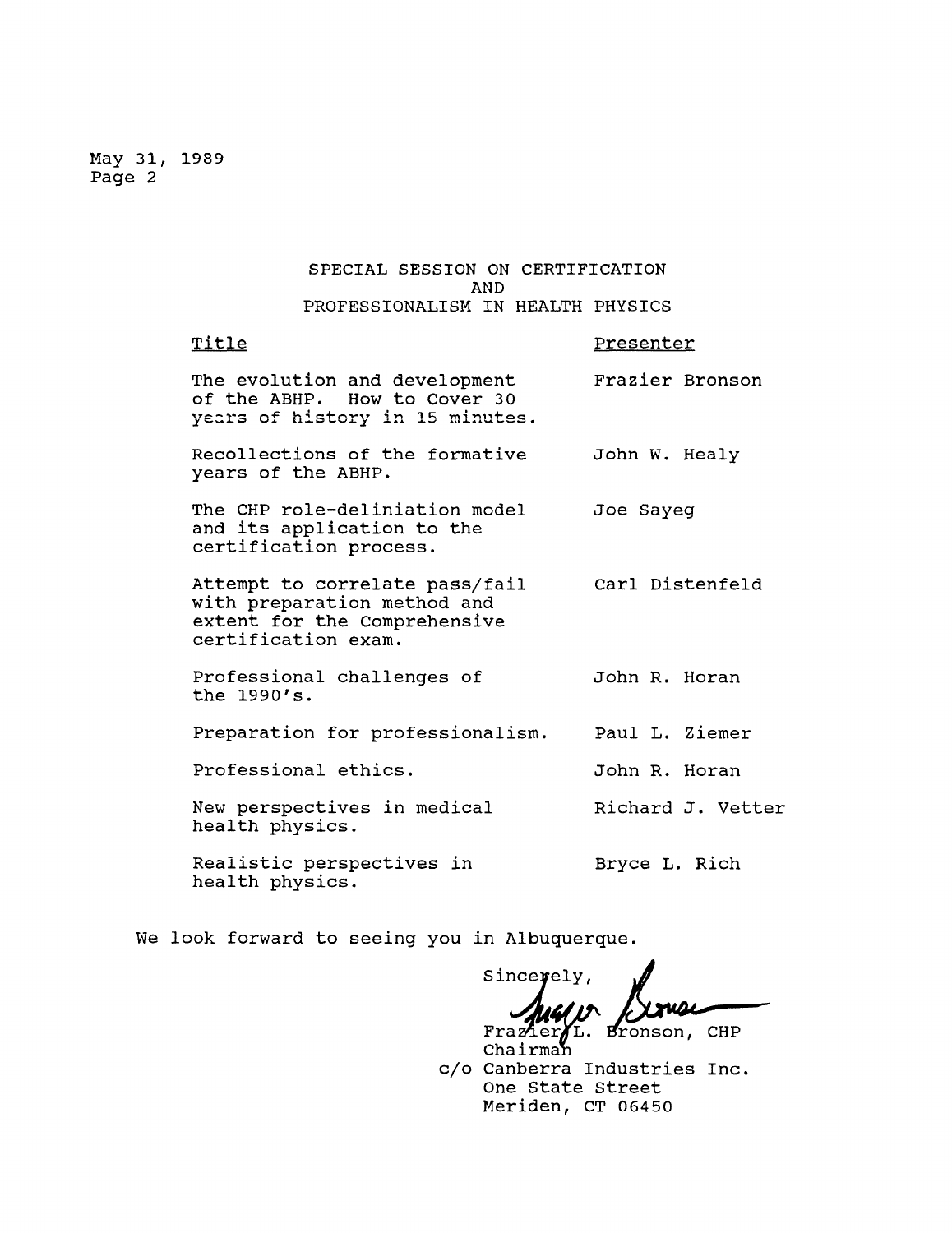May 31, 1989

## SPECIAL SESSION ON CERTIFICATION AND PROFESSIONALISM IN HEALTH PHYSICS

| Title | Presenter |
| --- | --- |
| The evolution and development of the ABHP. How to Cover 30 years of history in 15 minutes. | Frazier Bronson |
| Recollections of the formative years of the ABHP. | John W. Healy |
| The CHP role-deliniation model and its application to the certification process. | Joe Sayeg |
| Attempt to correlate pass/fail with preparation method and extent for the Comprehensive certification exam. | Carl Distenfeld |
| Professional challenges of the 1990's. | John R. Horan |
| Preparation for professionalism. | Paul L. Ziemer |
| Professional ethics. | John R. Horan |
| New perspectives in medical health physics. | Richard J. Vetter |
| Realistic perspectives in health physics. | Bryce L. Rich |

We look forward to seeing you in Albuquerque.

Sincerely,

Frazier L. Bronson, CHP
Chairman
c/o Canberra Industries Inc.
One State Street
Meriden, CT 06450